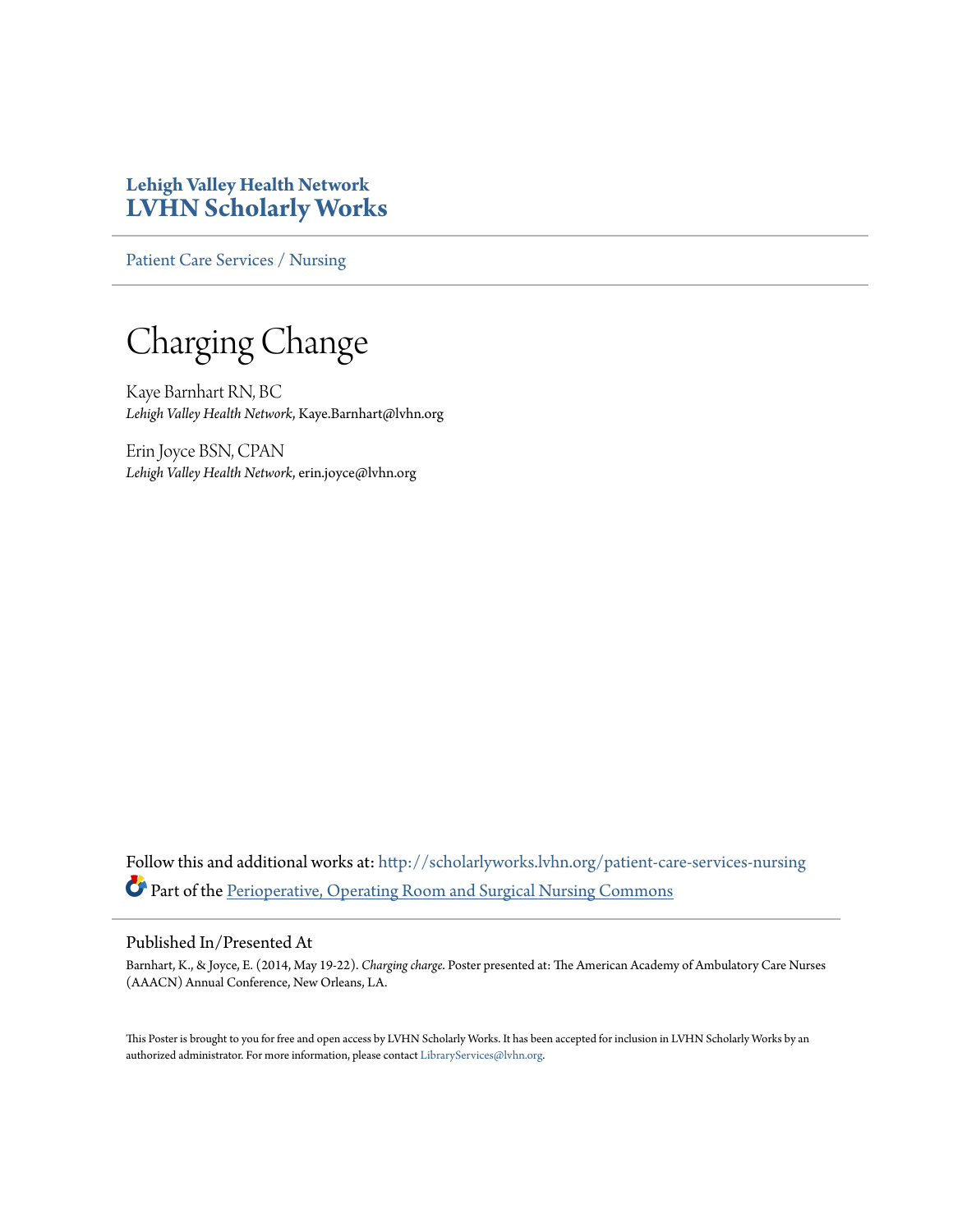**Lehigh Valley Health Network**
**LVHN Scholarly Works**

Patient Care Services / Nursing

# Charging Change

Kaye Barnhart RN, BC
*Lehigh Valley Health Network*, Kaye.Barnhart@lvhn.org

Erin Joyce BSN, CPAN
*Lehigh Valley Health Network*, erin.joyce@lvhn.org

Follow this and additional works at: http://scholarlyworks.lvhn.org/patient-care-services-nursing

Part of the Perioperative, Operating Room and Surgical Nursing Commons

## Published In/Presented At

Barnhart, K., & Joyce, E. (2014, May 19-22). *Charging charge*. Poster presented at: The American Academy of Ambulatory Care Nurses (AAACN) Annual Conference, New Orleans, LA.

This Poster is brought to you for free and open access by LVHN Scholarly Works. It has been accepted for inclusion in LVHN Scholarly Works by an authorized administrator. For more information, please contact LibraryServices@lvhn.org.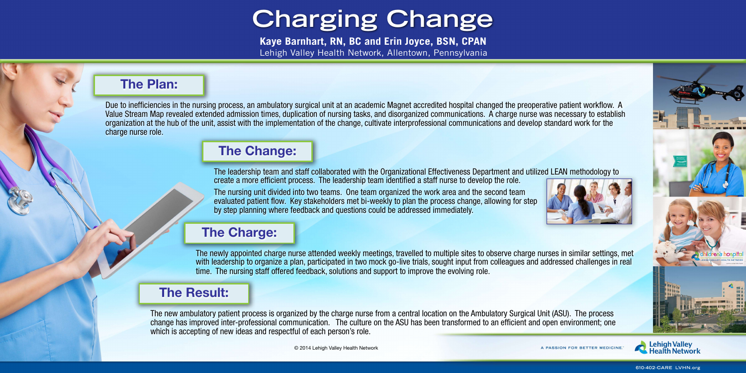# Charging Change

**Kaye Barnhart, RN, BC and Erin Joyce, BSN, CPAN**
Lehigh Valley Health Network, Allentown, Pennsylvania

## The Plan:

Due to inefficiencies in the nursing process, an ambulatory surgical unit at an academic Magnet accredited hospital changed the preoperative patient workflow. A Value Stream Map revealed extended admission times, duplication of nursing tasks, and disorganized communications. A charge nurse was necessary to establish organization at the hub of the unit, assist with the implementation of the change, cultivate interprofessional communications and develop standard work for the charge nurse role.

## The Change:

The leadership team and staff collaborated with the Organizational Effectiveness Department and utilized LEAN methodology to create a more efficient process. The leadership team identified a staff nurse to develop the role.

The nursing unit divided into two teams. One team organized the work area and the second team evaluated patient flow. Key stakeholders met bi-weekly to plan the process change, allowing for step by step planning where feedback and questions could be addressed immediately.

## The Charge:

The newly appointed charge nurse attended weekly meetings, travelled to multiple sites to observe charge nurses in similar settings, met with leadership to organize a plan, participated in two mock go-live trials, sought input from colleagues and addressed challenges in real time. The nursing staff offered feedback, solutions and support to improve the evolving role.

## The Result:

The new ambulatory patient process is organized by the charge nurse from a central location on the Ambulatory Surgical Unit (ASU). The process change has improved inter-professional communication. The culture on the ASU has been transformed to an efficient and open environment; one which is accepting of new ideas and respectful of each person's role.

© 2014 Lehigh Valley Health Network

A PASSION FOR BETTER MEDICINE.™

Lehigh Valley Health Network

610-402-CARE LVHN.org